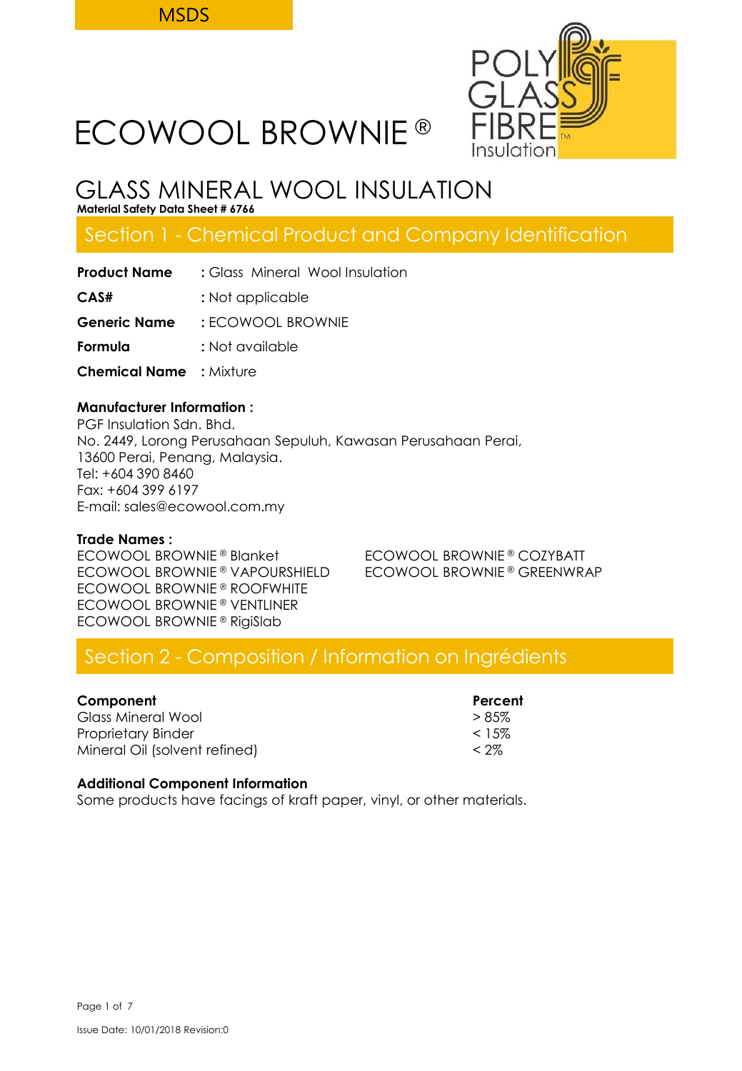MSDS

# ECOWOOL BROWNIE ®

POLY GLASS FIBRE Insulation

## GLASS MINERAL WOOL INSULATION

**Material Safety Data Sheet # 6766**

## Section 1 - Chemical Product and Company Identification

**Product Name** : Glass Mineral Wool Insulation

**CAS#** : Not applicable

**Generic Name** : ECOWOOL BROWNIE

**Formula** : Not available

**Chemical Name** : Mixture

**Manufacturer Information :**

PGF Insulation Sdn. Bhd.
No. 2449, Lorong Perusahaan Sepuluh, Kawasan Perusahaan Perai,
13600 Perai, Penang, Malaysia.
Tel: +604 390 8460
Fax: +604 399 6197
E-mail: sales@ecowool.com.my

**Trade Names :**

ECOWOOL BROWNIE ® Blanket
ECOWOOL BROWNIE ® VAPOURSHIELD
ECOWOOL BROWNIE ® ROOFWHITE
ECOWOOL BROWNIE ® VENTLINER
ECOWOOL BROWNIE ® RigiSlab
ECOWOOL BROWNIE ® COZYBATT
ECOWOOL BROWNIE ® GREENWRAP

## Section 2 - Composition / Information on Ingrédients

| Component | Percent |
|---|---|
| Glass Mineral Wool | > 85% |
| Proprietary Binder | < 15% |
| Mineral Oil (solvent refined) | < 2% |

**Additional Component Information**

Some products have facings of kraft paper, vinyl, or other materials.

Issue Date: 10/01/2018 Revision:0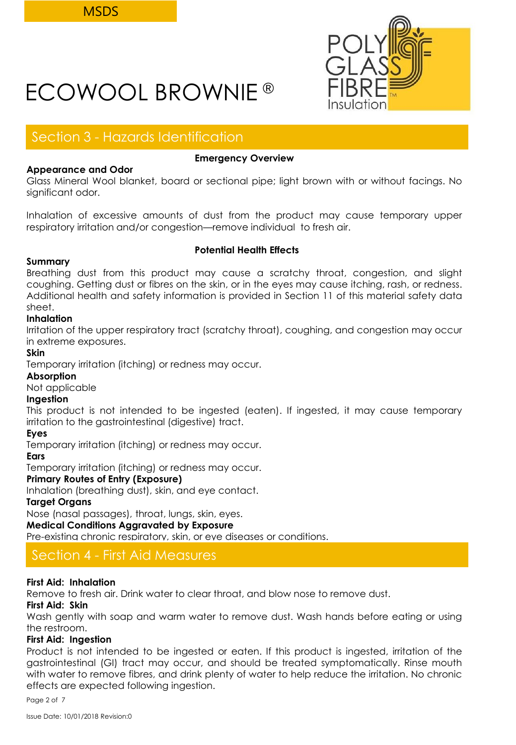MSDS

# ECOWOOL BROWNIE ®

## Section 3 - Hazards Identification

**Emergency Overview**

**Appearance and Odor**

Glass Mineral Wool blanket, board or sectional pipe; light brown with or without facings. No significant odor.

Inhalation of excessive amounts of dust from the product may cause temporary upper respiratory irritation and/or congestion—remove individual to fresh air.

**Potential Health Effects**

**Summary**

Breathing dust from this product may cause a scratchy throat, congestion, and slight coughing. Getting dust or fibres on the skin, or in the eyes may cause itching, rash, or redness. Additional health and safety information is provided in Section 11 of this material safety data sheet.

**Inhalation**

Irritation of the upper respiratory tract (scratchy throat), coughing, and congestion may occur in extreme exposures.

**Skin**

Temporary irritation (itching) or redness may occur.

**Absorption**

Not applicable

**Ingestion**

This product is not intended to be ingested (eaten). If ingested, it may cause temporary irritation to the gastrointestinal (digestive) tract.

**Eyes**

Temporary irritation (itching) or redness may occur.

**Ears**

Temporary irritation (itching) or redness may occur.

**Primary Routes of Entry (Exposure)**

Inhalation (breathing dust), skin, and eye contact.

**Target Organs**

Nose (nasal passages), throat, lungs, skin, eyes.

**Medical Conditions Aggravated by Exposure**

Pre-existing chronic respiratory, skin, or eye diseases or conditions.

## Section 4 - First Aid Measures

**First Aid: Inhalation**

Remove to fresh air. Drink water to clear throat, and blow nose to remove dust.

**First Aid: Skin**

Wash gently with soap and warm water to remove dust. Wash hands before eating or using the restroom.

**First Aid: Ingestion**

Product is not intended to be ingested or eaten. If this product is ingested, irritation of the gastrointestinal (GI) tract may occur, and should be treated symptomatically. Rinse mouth with water to remove fibres, and drink plenty of water to help reduce the irritation. No chronic effects are expected following ingestion.

Issue Date: 10/01/2018 Revision:0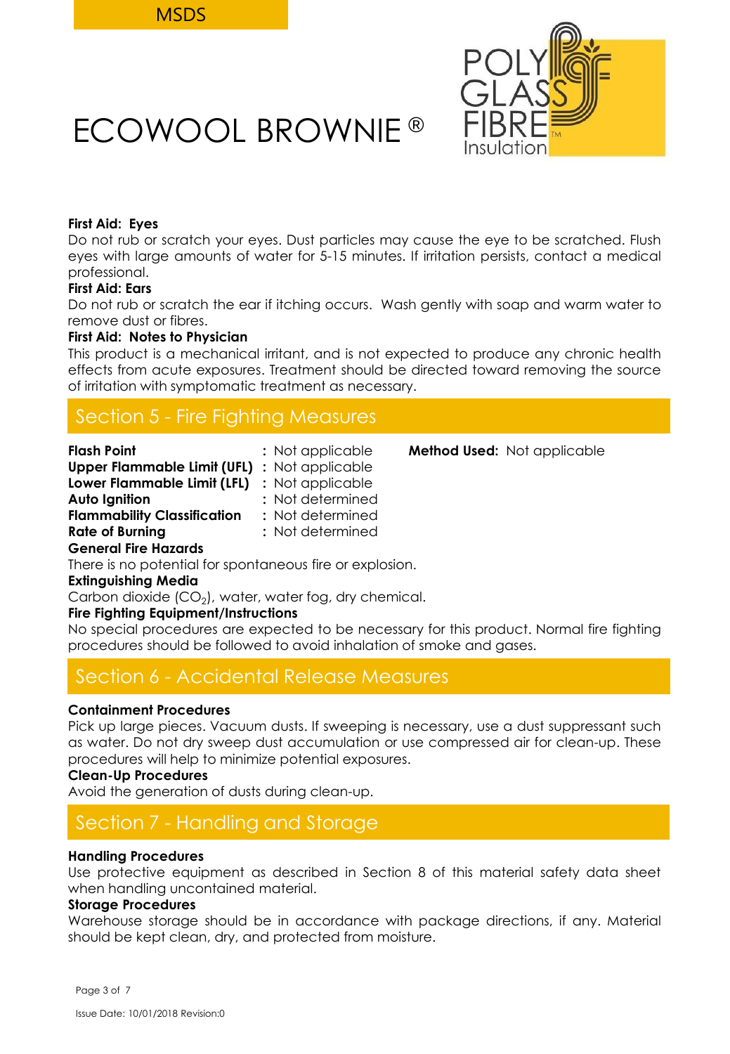**First Aid: Eyes**

Do not rub or scratch your eyes. Dust particles may cause the eye to be scratched. Flush eyes with large amounts of water for 5-15 minutes. If irritation persists, contact a medical professional.

**First Aid: Ears**

Do not rub or scratch the ear if itching occurs. Wash gently with soap and warm water to remove dust or fibres.

**First Aid: Notes to Physician**

This product is a mechanical irritant, and is not expected to produce any chronic health effects from acute exposures. Treatment should be directed toward removing the source of irritation with symptomatic treatment as necessary.

## Section 5 - Fire Fighting Measures

**Flash Point** : Not applicable **Method Used:** Not applicable

**Upper Flammable Limit (UFL)** : Not applicable

**Lower Flammable Limit (LFL)** : Not applicable

**Auto Ignition** : Not determined

**Flammability Classification** : Not determined

**Rate of Burning** : Not determined

**General Fire Hazards**

There is no potential for spontaneous fire or explosion.

**Extinguishing Media**

Carbon dioxide ($CO_2$), water, water fog, dry chemical.

**Fire Fighting Equipment/Instructions**

No special procedures are expected to be necessary for this product. Normal fire fighting procedures should be followed to avoid inhalation of smoke and gases.

## Section 6 - Accidental Release Measures

**Containment Procedures**

Pick up large pieces. Vacuum dusts. If sweeping is necessary, use a dust suppressant such as water. Do not dry sweep dust accumulation or use compressed air for clean-up. These procedures will help to minimize potential exposures.

**Clean-Up Procedures**

Avoid the generation of dusts during clean-up.

## Section 7 - Handling and Storage

**Handling Procedures**

Use protective equipment as described in Section 8 of this material safety data sheet when handling uncontained material.

**Storage Procedures**

Warehouse storage should be in accordance with package directions, if any. Material should be kept clean, dry, and protected from moisture.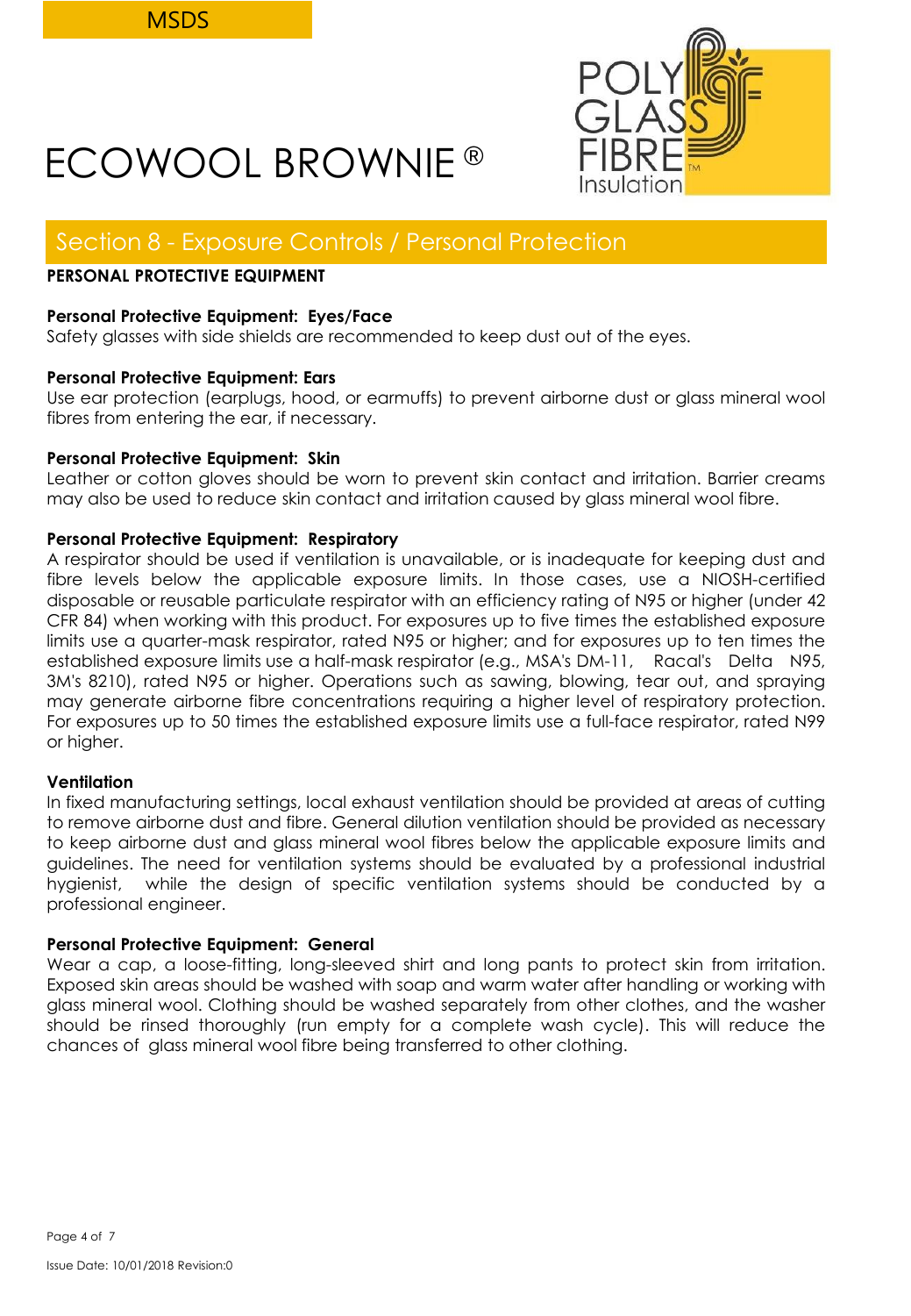# ECOWOOL BROWNIE ®

## Section 8 - Exposure Controls / Personal Protection

**PERSONAL PROTECTIVE EQUIPMENT**

**Personal Protective Equipment: Eyes/Face**
Safety glasses with side shields are recommended to keep dust out of the eyes.

**Personal Protective Equipment: Ears**
Use ear protection (earplugs, hood, or earmuffs) to prevent airborne dust or glass mineral wool fibres from entering the ear, if necessary.

**Personal Protective Equipment: Skin**
Leather or cotton gloves should be worn to prevent skin contact and irritation. Barrier creams may also be used to reduce skin contact and irritation caused by glass mineral wool fibre.

**Personal Protective Equipment: Respiratory**
A respirator should be used if ventilation is unavailable, or is inadequate for keeping dust and fibre levels below the applicable exposure limits. In those cases, use a NIOSH-certified disposable or reusable particulate respirator with an efficiency rating of N95 or higher (under 42 CFR 84) when working with this product. For exposures up to five times the established exposure limits use a quarter-mask respirator, rated N95 or higher; and for exposures up to ten times the established exposure limits use a half-mask respirator (e.g., MSA's DM-11, Racal's Delta N95, 3M's 8210), rated N95 or higher. Operations such as sawing, blowing, tear out, and spraying may generate airborne fibre concentrations requiring a higher level of respiratory protection. For exposures up to 50 times the established exposure limits use a full-face respirator, rated N99 or higher.

**Ventilation**
In fixed manufacturing settings, local exhaust ventilation should be provided at areas of cutting to remove airborne dust and fibre. General dilution ventilation should be provided as necessary to keep airborne dust and glass mineral wool fibres below the applicable exposure limits and guidelines. The need for ventilation systems should be evaluated by a professional industrial hygienist, while the design of specific ventilation systems should be conducted by a professional engineer.

**Personal Protective Equipment: General**
Wear a cap, a loose-fitting, long-sleeved shirt and long pants to protect skin from irritation. Exposed skin areas should be washed with soap and warm water after handling or working with glass mineral wool. Clothing should be washed separately from other clothes, and the washer should be rinsed thoroughly (run empty for a complete wash cycle). This will reduce the chances of glass mineral wool fibre being transferred to other clothing.

Issue Date: 10/01/2018 Revision:0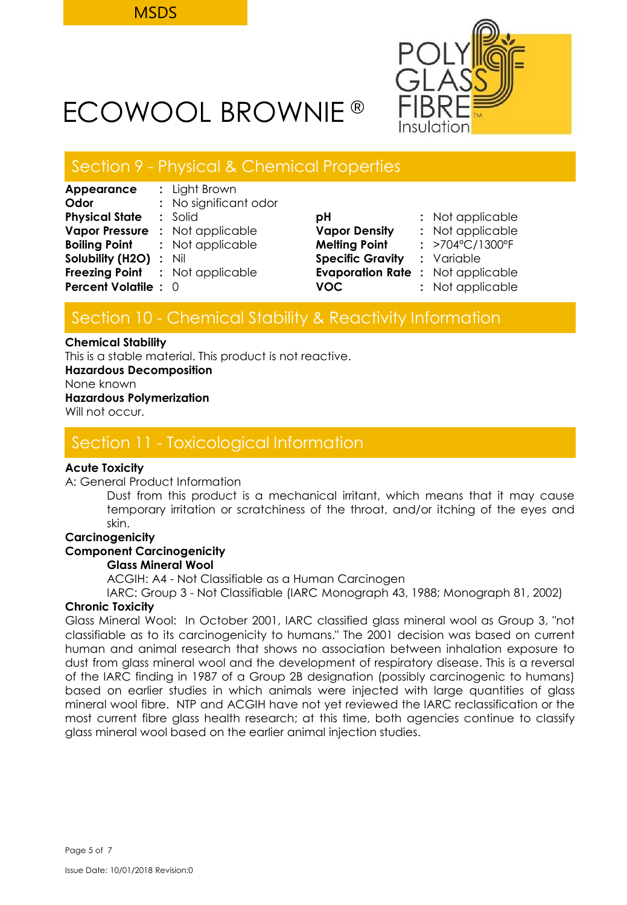# ECOWOOL BROWNIE ®

## Section 9 - Physical & Chemical Properties

| Property | Value | Property | Value |
|---|---|---|---|
| **Appearance** | Light Brown | | |
| **Odor** | No significant odor | | |
| **Physical State** | Solid | **pH** | Not applicable |
| **Vapor Pressure** | Not applicable | **Vapor Density** | Not applicable |
| **Boiling Point** | Not applicable | **Melting Point** | >704°C/1300°F |
| **Solubility ($H_2O$)** | Nil | **Specific Gravity** | Variable |
| **Freezing Point** | Not applicable | **Evaporation Rate** | Not applicable |
| **Percent Volatile** | 0 | **VOC** | Not applicable |

## Section 10 - Chemical Stability & Reactivity Information

**Chemical Stability**
This is a stable material. This product is not reactive.

**Hazardous Decomposition**
None known

**Hazardous Polymerization**
Will not occur.

## Section 11 - Toxicological Information

**Acute Toxicity**

A: General Product Information

Dust from this product is a mechanical irritant, which means that it may cause temporary irritation or scratchiness of the throat, and/or itching of the eyes and skin.

**Carcinogenicity**

**Component Carcinogenicity**

**Glass Mineral Wool**

ACGIH: A4 - Not Classifiable as a Human Carcinogen

IARC: Group 3 - Not Classifiable (IARC Monograph 43, 1988; Monograph 81, 2002)

**Chronic Toxicity**

Glass Mineral Wool: In October 2001, IARC classified glass mineral wool as Group 3, "not classifiable as to its carcinogenicity to humans." The 2001 decision was based on current human and animal research that shows no association between inhalation exposure to dust from glass mineral wool and the development of respiratory disease. This is a reversal of the IARC finding in 1987 of a Group 2B designation (possibly carcinogenic to humans) based on earlier studies in which animals were injected with large quantities of glass mineral wool fibre. NTP and ACGIH have not yet reviewed the IARC reclassification or the most current fibre glass health research; at this time, both agencies continue to classify glass mineral wool based on the earlier animal injection studies.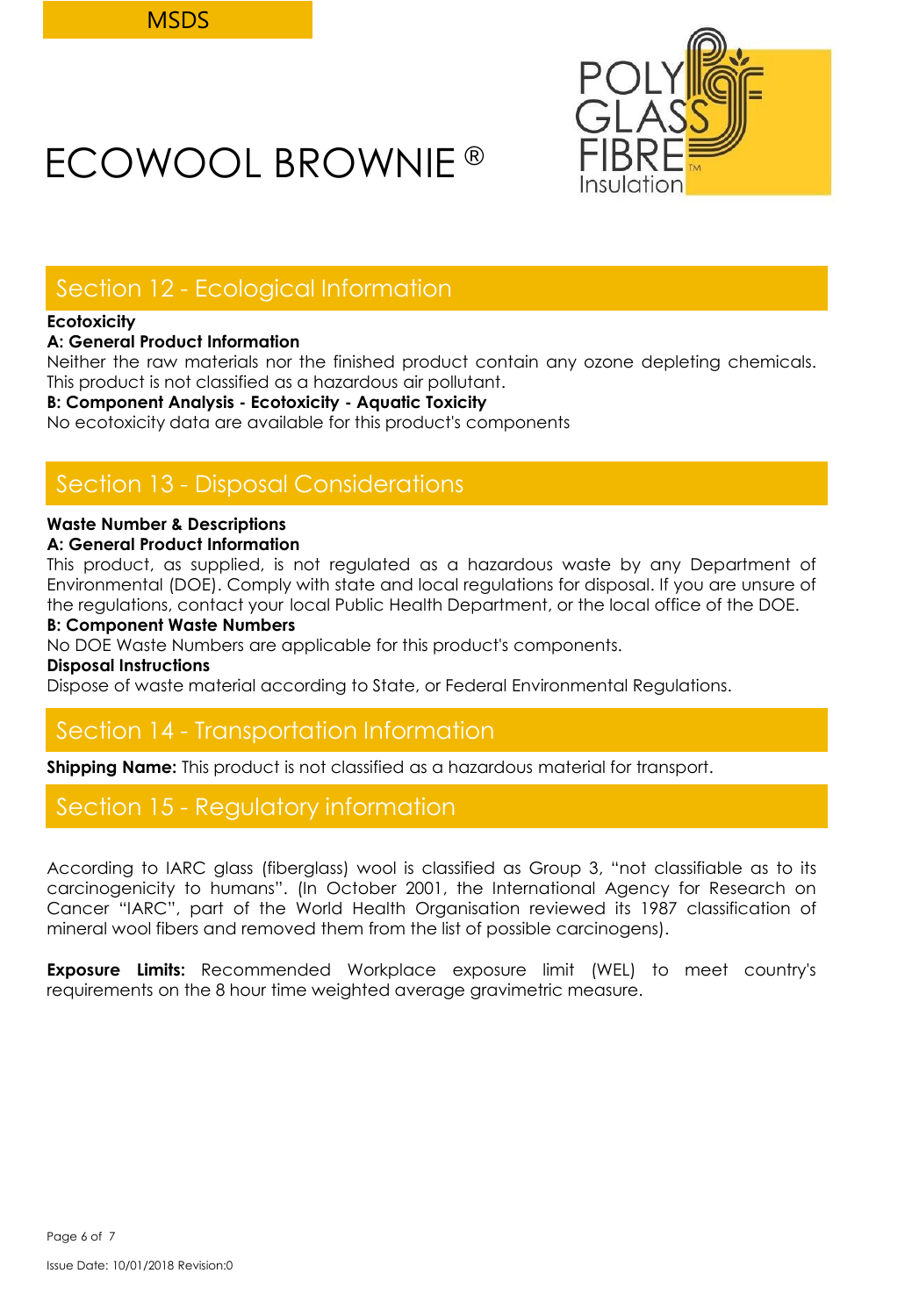## Section 12 - Ecological Information

**Ecotoxicity**

**A: General Product Information**

Neither the raw materials nor the finished product contain any ozone depleting chemicals. This product is not classified as a hazardous air pollutant.

**B: Component Analysis - Ecotoxicity - Aquatic Toxicity**

No ecotoxicity data are available for this product's components

## Section 13 - Disposal Considerations

**Waste Number & Descriptions**

**A: General Product Information**

This product, as supplied, is not regulated as a hazardous waste by any Department of Environmental (DOE). Comply with state and local regulations for disposal. If you are unsure of the regulations, contact your local Public Health Department, or the local office of the DOE.

**B: Component Waste Numbers**

No DOE Waste Numbers are applicable for this product's components.

**Disposal Instructions**

Dispose of waste material according to State, or Federal Environmental Regulations.

## Section 14 - Transportation Information

**Shipping Name:** This product is not classified as a hazardous material for transport.

## Section 15 - Regulatory information

According to IARC glass (fiberglass) wool is classified as Group 3, "not classifiable as to its carcinogenicity to humans". (In October 2001, the International Agency for Research on Cancer "IARC", part of the World Health Organisation reviewed its 1987 classification of mineral wool fibers and removed them from the list of possible carcinogens).

**Exposure Limits:** Recommended Workplace exposure limit (WEL) to meet country's requirements on the 8 hour time weighted average gravimetric measure.

Issue Date: 10/01/2018 Revision:0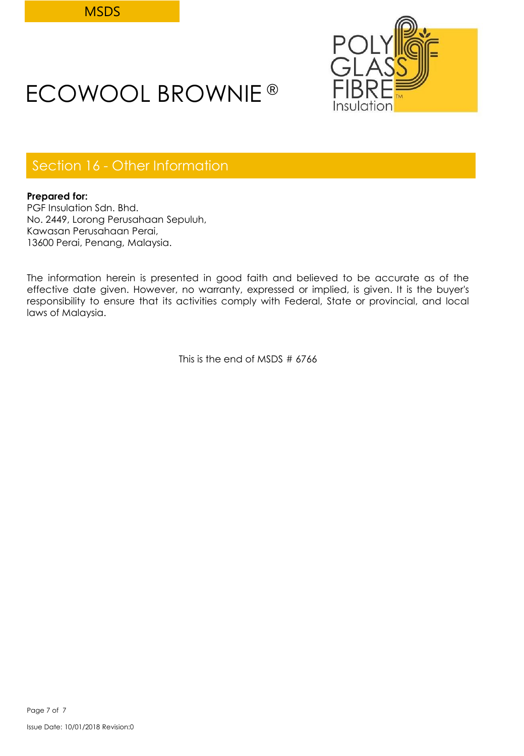# ECOWOOL BROWNIE ®

## Section 16 - Other Information

**Prepared for:**
PGF Insulation Sdn. Bhd.
No. 2449, Lorong Perusahaan Sepuluh,
Kawasan Perusahaan Perai,
13600 Perai, Penang, Malaysia.

The information herein is presented in good faith and believed to be accurate as of the effective date given. However, no warranty, expressed or implied, is given. It is the buyer's responsibility to ensure that its activities comply with Federal, State or provincial, and local laws of Malaysia.

This is the end of MSDS # 6766

Issue Date: 10/01/2018 Revision:0